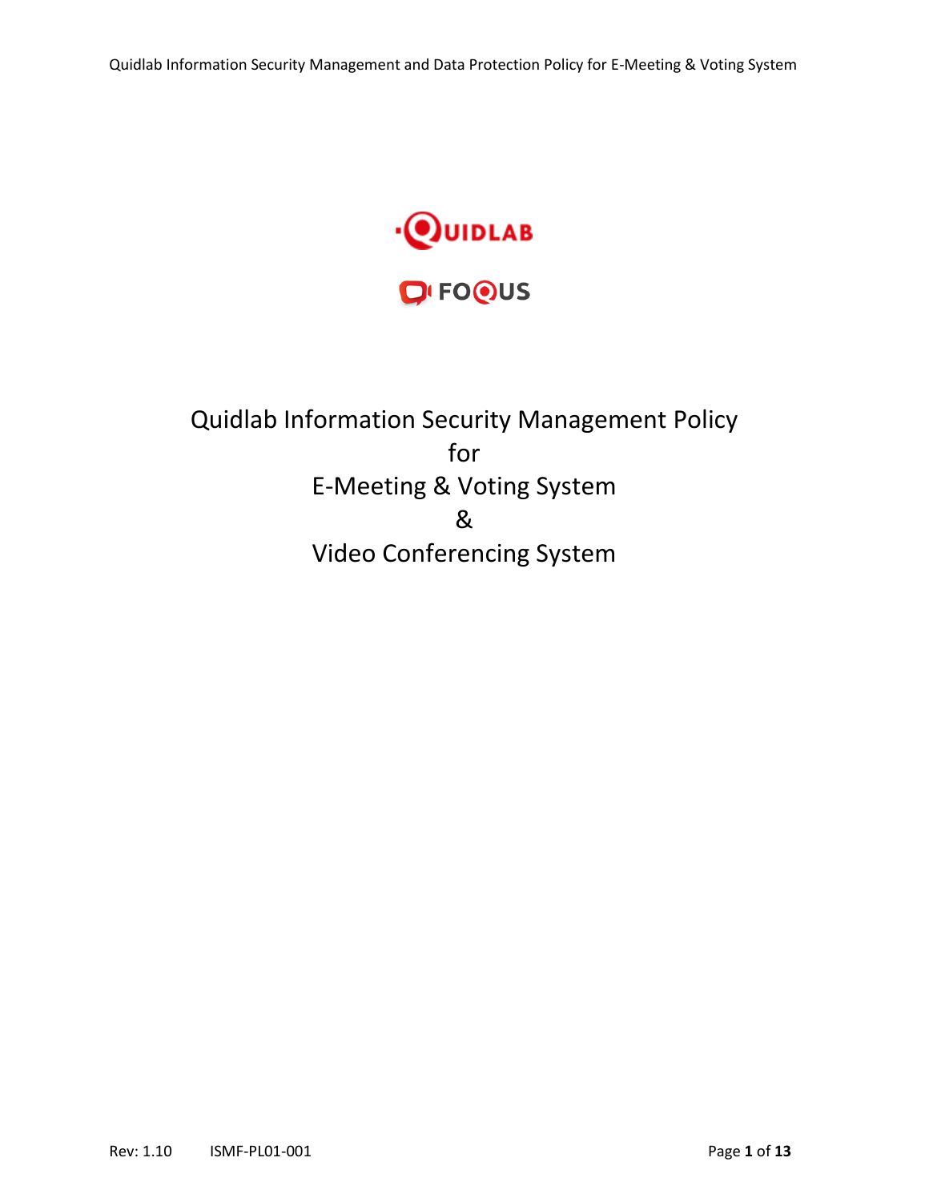# Quidlab Information Security Management Policy for E-Meeting & Voting System & Video Conferencing System

Rev: 1.10 ISMF-PL01-001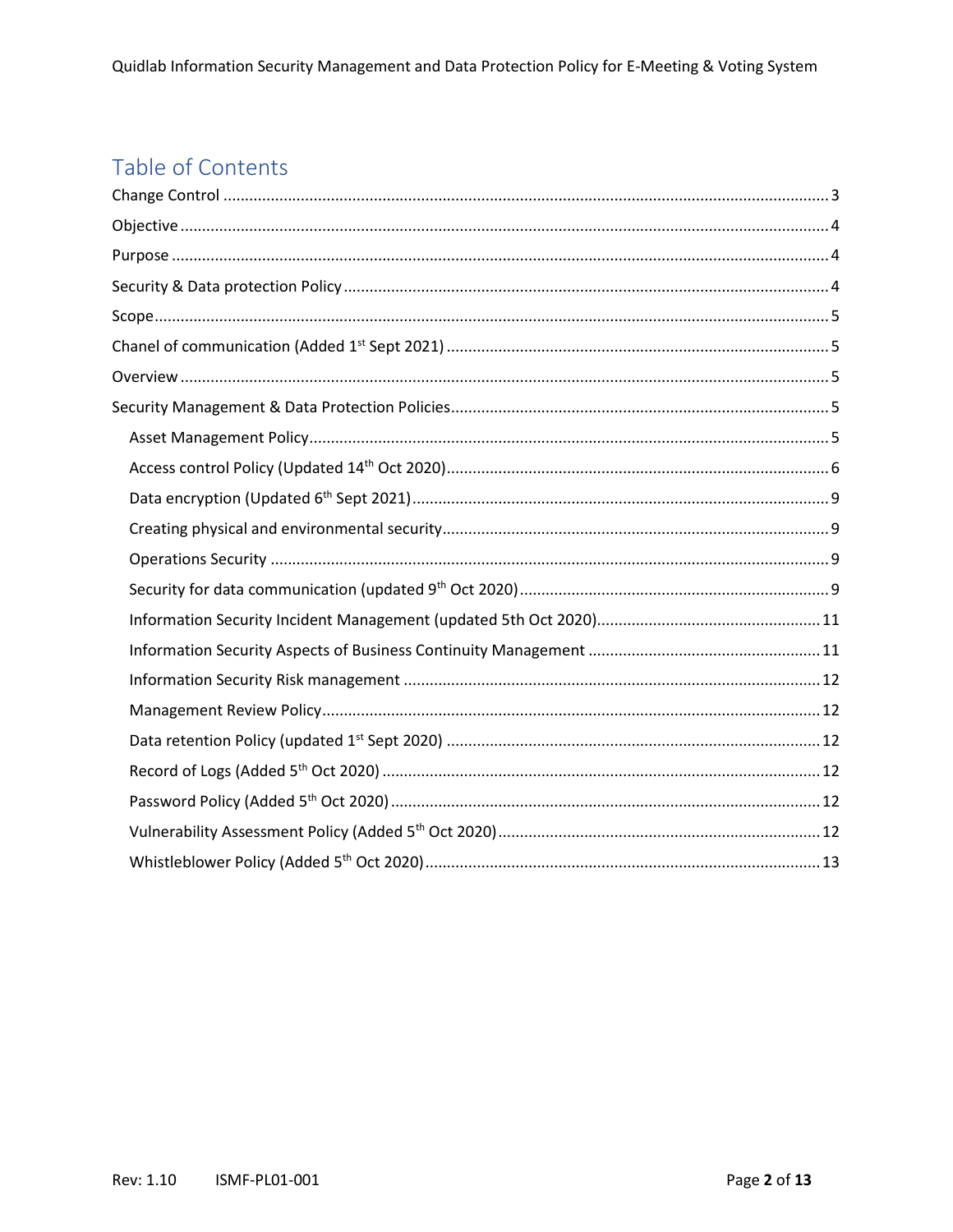# Table of Contents

- Change Control ..... 3
- Objective ..... 4
- Purpose ..... 4
- Security & Data protection Policy ..... 4
- Scope ..... 5
- Chanel of communication (Added 1st Sept 2021) ..... 5
- Overview ..... 5
- Security Management & Data Protection Policies ..... 5
  - Asset Management Policy ..... 5
  - Access control Policy (Updated 14th Oct 2020) ..... 6
  - Data encryption (Updated 6th Sept 2021) ..... 9
  - Creating physical and environmental security ..... 9
  - Operations Security ..... 9
  - Security for data communication (updated 9th Oct 2020) ..... 9
  - Information Security Incident Management (updated 5th Oct 2020) ..... 11
  - Information Security Aspects of Business Continuity Management ..... 11
  - Information Security Risk management ..... 12
  - Management Review Policy ..... 12
  - Data retention Policy (updated 1st Sept 2020) ..... 12
  - Record of Logs (Added 5th Oct 2020) ..... 12
  - Password Policy (Added 5th Oct 2020) ..... 12
  - Vulnerability Assessment Policy (Added 5th Oct 2020) ..... 12
  - Whistleblower Policy (Added 5th Oct 2020) ..... 13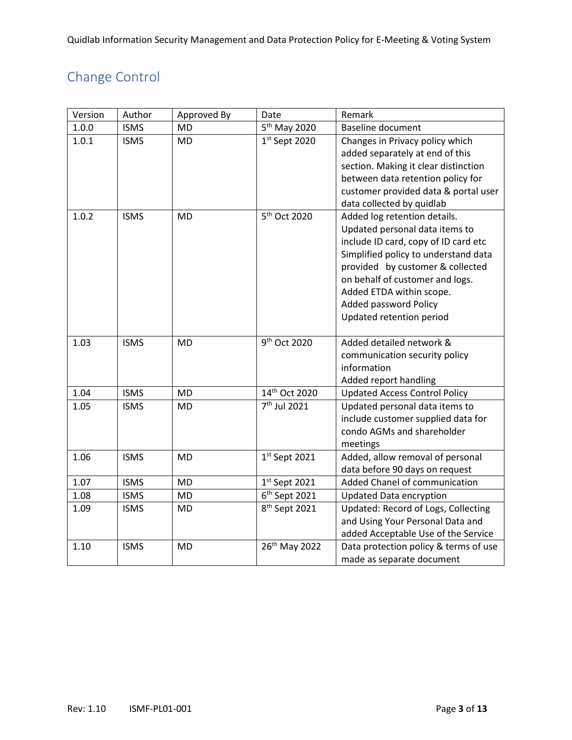## Change Control

| Version | Author | Approved By | Date | Remark |
| --- | --- | --- | --- | --- |
| 1.0.0 | ISMS | MD | 5th May 2020 | Baseline document |
| 1.0.1 | ISMS | MD | 1st Sept 2020 | Changes in Privacy policy which added separately at end of this section. Making it clear distinction between data retention policy for customer provided data & portal user data collected by quidlab |
| 1.0.2 | ISMS | MD | 5th Oct 2020 | Added log retention details. Updated personal data items to include ID card, copy of ID card etc Simplified policy to understand data provided by customer & collected on behalf of customer and logs. Added ETDA within scope. Added password Policy Updated retention period |
| 1.03 | ISMS | MD | 9th Oct 2020 | Added detailed network & communication security policy information Added report handling |
| 1.04 | ISMS | MD | 14th Oct 2020 | Updated Access Control Policy |
| 1.05 | ISMS | MD | 7th Jul 2021 | Updated personal data items to include customer supplied data for condo AGMs and shareholder meetings |
| 1.06 | ISMS | MD | 1st Sept 2021 | Added, allow removal of personal data before 90 days on request |
| 1.07 | ISMS | MD | 1st Sept 2021 | Added Chanel of communication |
| 1.08 | ISMS | MD | 6th Sept 2021 | Updated Data encryption |
| 1.09 | ISMS | MD | 8th Sept 2021 | Updated: Record of Logs, Collecting and Using Your Personal Data and added Acceptable Use of the Service |
| 1.10 | ISMS | MD | 26th May 2022 | Data protection policy & terms of use made as separate document |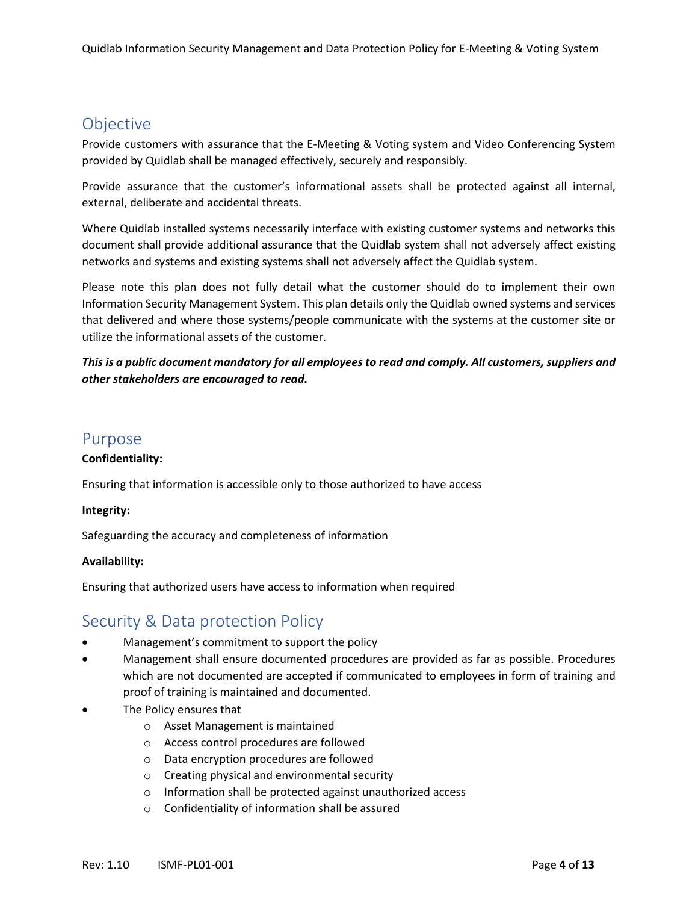## Objective

Provide customers with assurance that the E-Meeting & Voting system and Video Conferencing System provided by Quidlab shall be managed effectively, securely and responsibly.

Provide assurance that the customer's informational assets shall be protected against all internal, external, deliberate and accidental threats.

Where Quidlab installed systems necessarily interface with existing customer systems and networks this document shall provide additional assurance that the Quidlab system shall not adversely affect existing networks and systems and existing systems shall not adversely affect the Quidlab system.

Please note this plan does not fully detail what the customer should do to implement their own Information Security Management System. This plan details only the Quidlab owned systems and services that delivered and where those systems/people communicate with the systems at the customer site or utilize the informational assets of the customer.

***This is a public document mandatory for all employees to read and comply. All customers, suppliers and other stakeholders are encouraged to read.***

## Purpose

**Confidentiality:**

Ensuring that information is accessible only to those authorized to have access

**Integrity:**

Safeguarding the accuracy and completeness of information

**Availability:**

Ensuring that authorized users have access to information when required

## Security & Data protection Policy

- Management's commitment to support the policy
- Management shall ensure documented procedures are provided as far as possible. Procedures which are not documented are accepted if communicated to employees in form of training and proof of training is maintained and documented.
- The Policy ensures that
  - Asset Management is maintained
  - Access control procedures are followed
  - Data encryption procedures are followed
  - Creating physical and environmental security
  - Information shall be protected against unauthorized access
  - Confidentiality of information shall be assured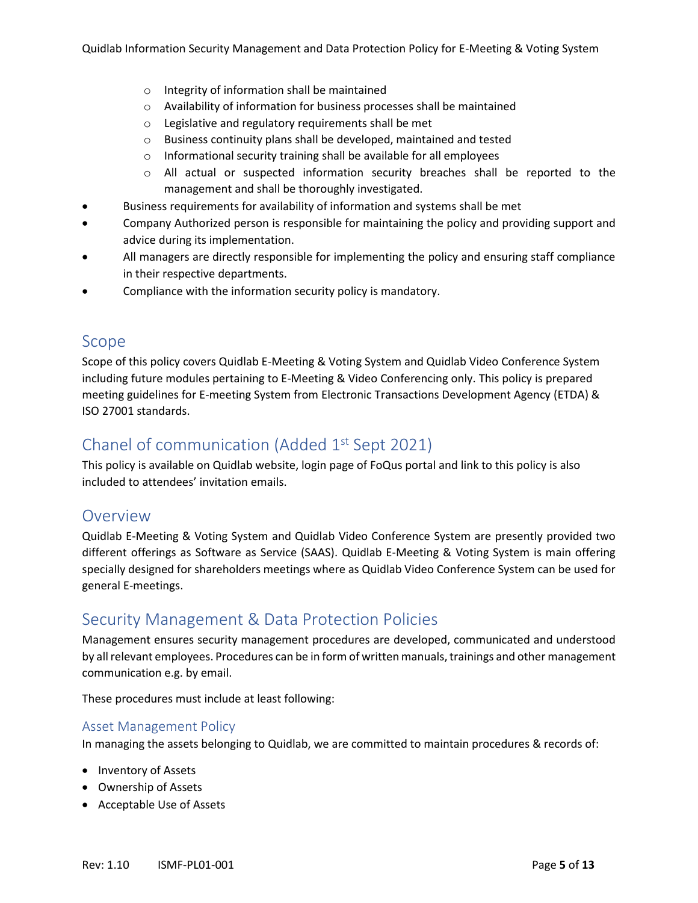- Integrity of information shall be maintained
  - Availability of information for business processes shall be maintained
  - Legislative and regulatory requirements shall be met
  - Business continuity plans shall be developed, maintained and tested
  - Informational security training shall be available for all employees
  - All actual or suspected information security breaches shall be reported to the management and shall be thoroughly investigated.
- Business requirements for availability of information and systems shall be met
- Company Authorized person is responsible for maintaining the policy and providing support and advice during its implementation.
- All managers are directly responsible for implementing the policy and ensuring staff compliance in their respective departments.
- Compliance with the information security policy is mandatory.

## Scope

Scope of this policy covers Quidlab E-Meeting & Voting System and Quidlab Video Conference System including future modules pertaining to E-Meeting & Video Conferencing only. This policy is prepared meeting guidelines for E-meeting System from Electronic Transactions Development Agency (ETDA) & ISO 27001 standards.

## Chanel of communication (Added 1st Sept 2021)

This policy is available on Quidlab website, login page of FoQus portal and link to this policy is also included to attendees' invitation emails.

## Overview

Quidlab E-Meeting & Voting System and Quidlab Video Conference System are presently provided two different offerings as Software as Service (SAAS). Quidlab E-Meeting & Voting System is main offering specially designed for shareholders meetings where as Quidlab Video Conference System can be used for general E-meetings.

## Security Management & Data Protection Policies

Management ensures security management procedures are developed, communicated and understood by all relevant employees. Procedures can be in form of written manuals, trainings and other management communication e.g. by email.

These procedures must include at least following:

### Asset Management Policy

In managing the assets belonging to Quidlab, we are committed to maintain procedures & records of:

- Inventory of Assets
- Ownership of Assets
- Acceptable Use of Assets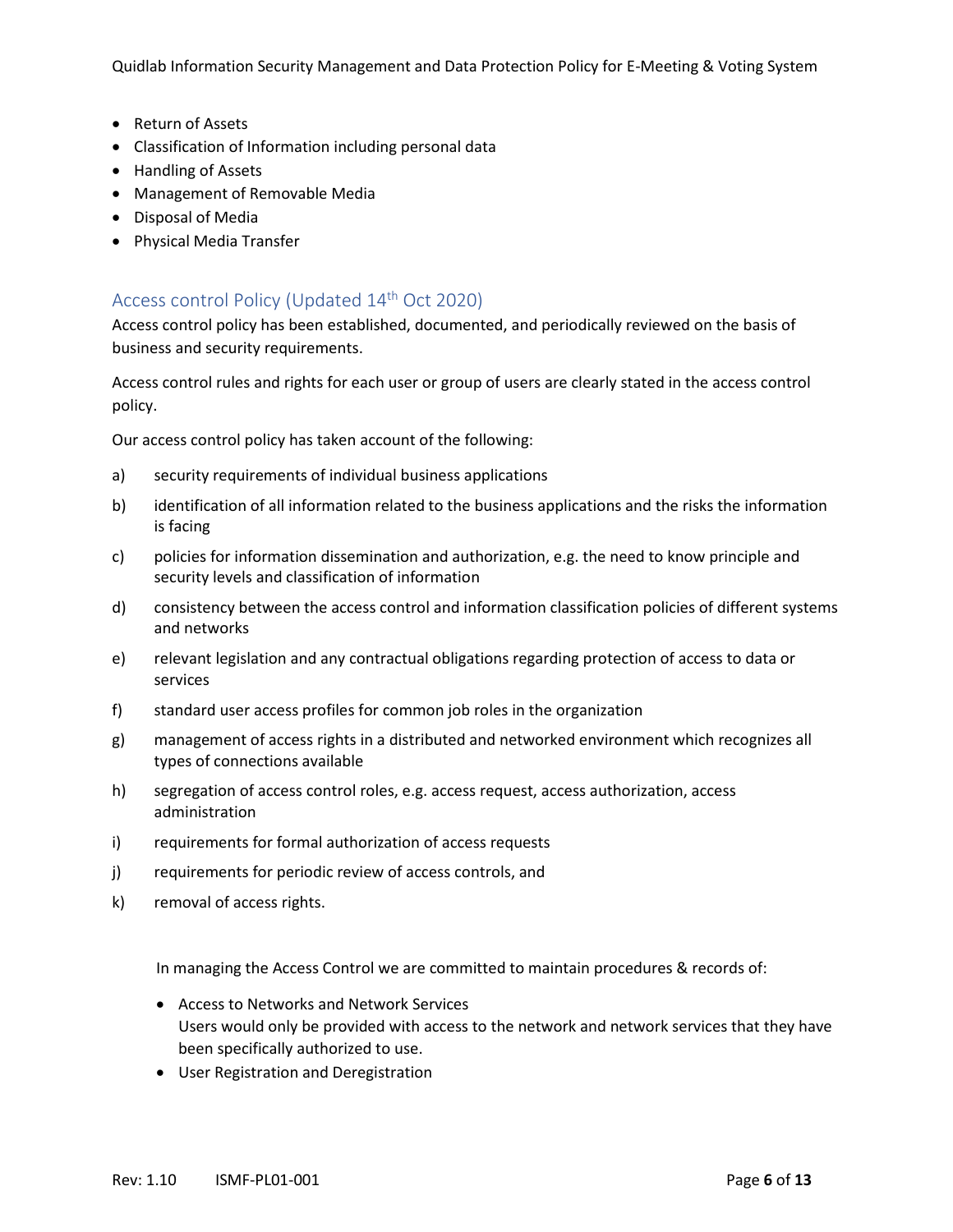- Return of Assets
- Classification of Information including personal data
- Handling of Assets
- Management of Removable Media
- Disposal of Media
- Physical Media Transfer

## Access control Policy (Updated 14th Oct 2020)

Access control policy has been established, documented, and periodically reviewed on the basis of business and security requirements.

Access control rules and rights for each user or group of users are clearly stated in the access control policy.

Our access control policy has taken account of the following:

a) security requirements of individual business applications

b) identification of all information related to the business applications and the risks the information is facing

c) policies for information dissemination and authorization, e.g. the need to know principle and security levels and classification of information

d) consistency between the access control and information classification policies of different systems and networks

e) relevant legislation and any contractual obligations regarding protection of access to data or services

f) standard user access profiles for common job roles in the organization

g) management of access rights in a distributed and networked environment which recognizes all types of connections available

h) segregation of access control roles, e.g. access request, access authorization, access administration

i) requirements for formal authorization of access requests

j) requirements for periodic review of access controls, and

k) removal of access rights.

In managing the Access Control we are committed to maintain procedures & records of:

- Access to Networks and Network Services
  Users would only be provided with access to the network and network services that they have been specifically authorized to use.
- User Registration and Deregistration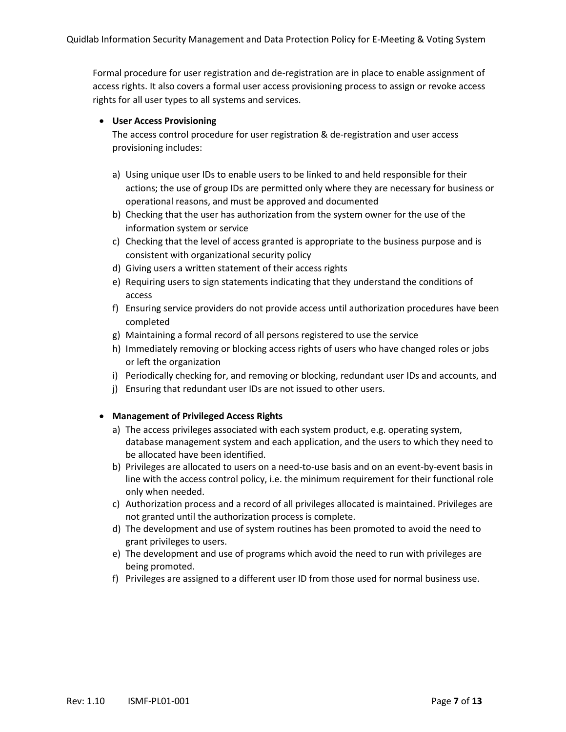Formal procedure for user registration and de-registration are in place to enable assignment of access rights. It also covers a formal user access provisioning process to assign or revoke access rights for all user types to all systems and services.

- **User Access Provisioning**

  The access control procedure for user registration & de-registration and user access provisioning includes:

  a) Using unique user IDs to enable users to be linked to and held responsible for their actions; the use of group IDs are permitted only where they are necessary for business or operational reasons, and must be approved and documented
  b) Checking that the user has authorization from the system owner for the use of the information system or service
  c) Checking that the level of access granted is appropriate to the business purpose and is consistent with organizational security policy
  d) Giving users a written statement of their access rights
  e) Requiring users to sign statements indicating that they understand the conditions of access
  f) Ensuring service providers do not provide access until authorization procedures have been completed
  g) Maintaining a formal record of all persons registered to use the service
  h) Immediately removing or blocking access rights of users who have changed roles or jobs or left the organization
  i) Periodically checking for, and removing or blocking, redundant user IDs and accounts, and
  j) Ensuring that redundant user IDs are not issued to other users.

- **Management of Privileged Access Rights**

  a) The access privileges associated with each system product, e.g. operating system, database management system and each application, and the users to which they need to be allocated have been identified.
  b) Privileges are allocated to users on a need-to-use basis and on an event-by-event basis in line with the access control policy, i.e. the minimum requirement for their functional role only when needed.
  c) Authorization process and a record of all privileges allocated is maintained. Privileges are not granted until the authorization process is complete.
  d) The development and use of system routines has been promoted to avoid the need to grant privileges to users.
  e) The development and use of programs which avoid the need to run with privileges are being promoted.
  f) Privileges are assigned to a different user ID from those used for normal business use.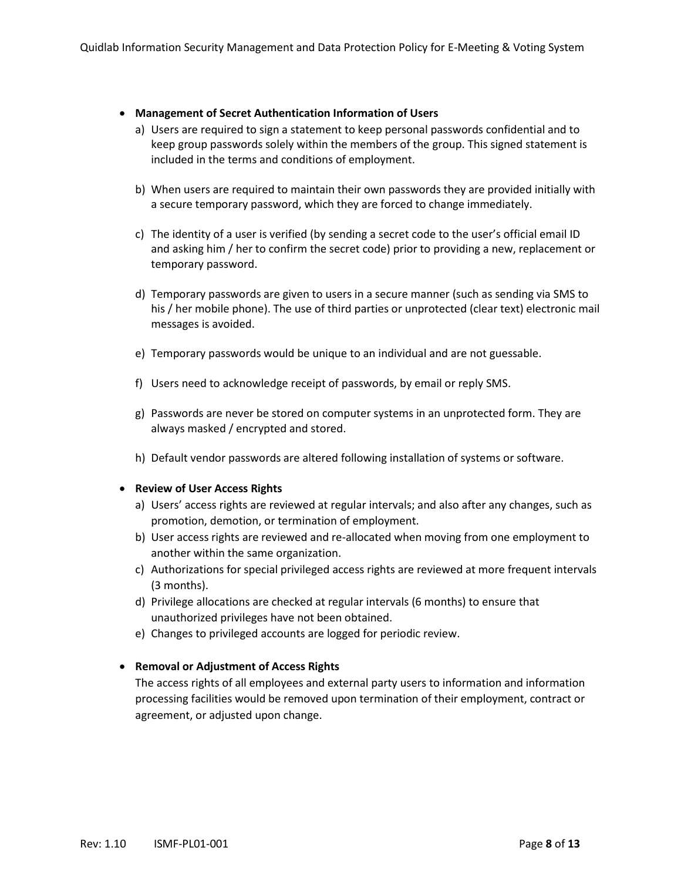- **Management of Secret Authentication Information of Users**
  a) Users are required to sign a statement to keep personal passwords confidential and to keep group passwords solely within the members of the group. This signed statement is included in the terms and conditions of employment.

  b) When users are required to maintain their own passwords they are provided initially with a secure temporary password, which they are forced to change immediately.

  c) The identity of a user is verified (by sending a secret code to the user's official email ID and asking him / her to confirm the secret code) prior to providing a new, replacement or temporary password.

  d) Temporary passwords are given to users in a secure manner (such as sending via SMS to his / her mobile phone). The use of third parties or unprotected (clear text) electronic mail messages is avoided.

  e) Temporary passwords would be unique to an individual and are not guessable.

  f) Users need to acknowledge receipt of passwords, by email or reply SMS.

  g) Passwords are never be stored on computer systems in an unprotected form. They are always masked / encrypted and stored.

  h) Default vendor passwords are altered following installation of systems or software.

- **Review of User Access Rights**
  a) Users' access rights are reviewed at regular intervals; and also after any changes, such as promotion, demotion, or termination of employment.
  b) User access rights are reviewed and re-allocated when moving from one employment to another within the same organization.
  c) Authorizations for special privileged access rights are reviewed at more frequent intervals (3 months).
  d) Privilege allocations are checked at regular intervals (6 months) to ensure that unauthorized privileges have not been obtained.
  e) Changes to privileged accounts are logged for periodic review.

- **Removal or Adjustment of Access Rights**

  The access rights of all employees and external party users to information and information processing facilities would be removed upon termination of their employment, contract or agreement, or adjusted upon change.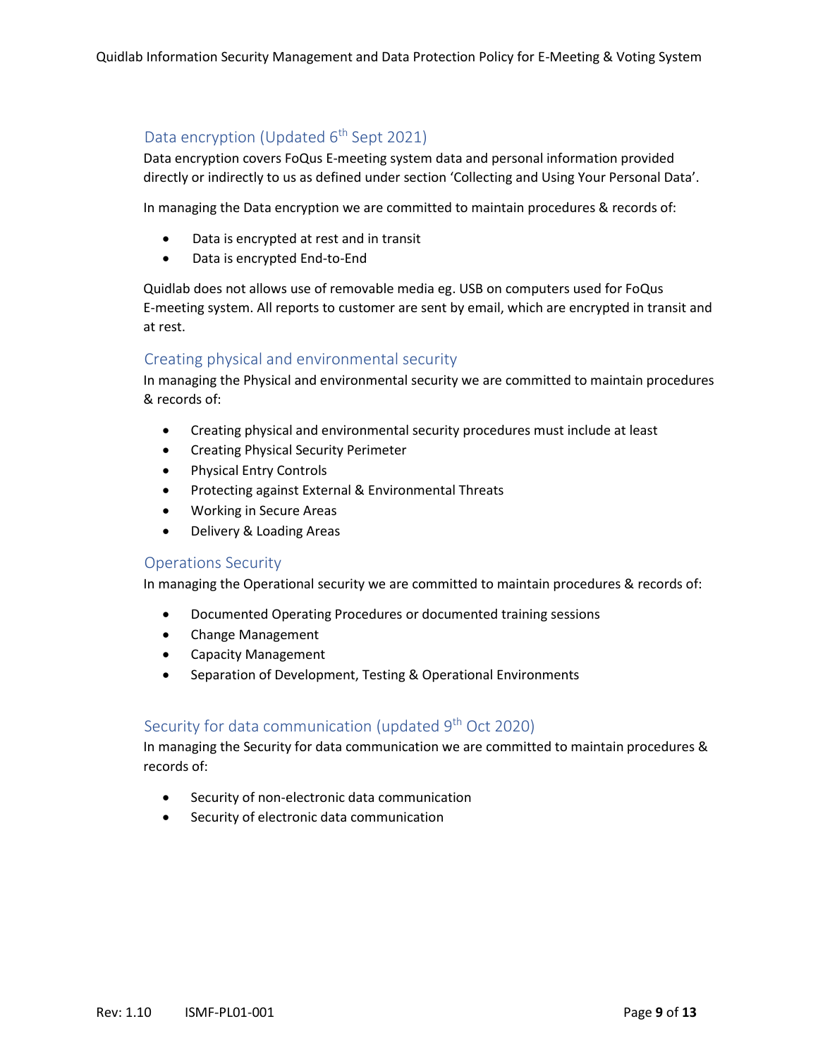## Data encryption (Updated 6th Sept 2021)

Data encryption covers FoQus E-meeting system data and personal information provided directly or indirectly to us as defined under section 'Collecting and Using Your Personal Data'.

In managing the Data encryption we are committed to maintain procedures & records of:

- Data is encrypted at rest and in transit
- Data is encrypted End-to-End

Quidlab does not allows use of removable media eg. USB on computers used for FoQus E-meeting system. All reports to customer are sent by email, which are encrypted in transit and at rest.

## Creating physical and environmental security

In managing the Physical and environmental security we are committed to maintain procedures & records of:

- Creating physical and environmental security procedures must include at least
- Creating Physical Security Perimeter
- Physical Entry Controls
- Protecting against External & Environmental Threats
- Working in Secure Areas
- Delivery & Loading Areas

## Operations Security

In managing the Operational security we are committed to maintain procedures & records of:

- Documented Operating Procedures or documented training sessions
- Change Management
- Capacity Management
- Separation of Development, Testing & Operational Environments

## Security for data communication (updated 9th Oct 2020)

In managing the Security for data communication we are committed to maintain procedures & records of:

- Security of non-electronic data communication
- Security of electronic data communication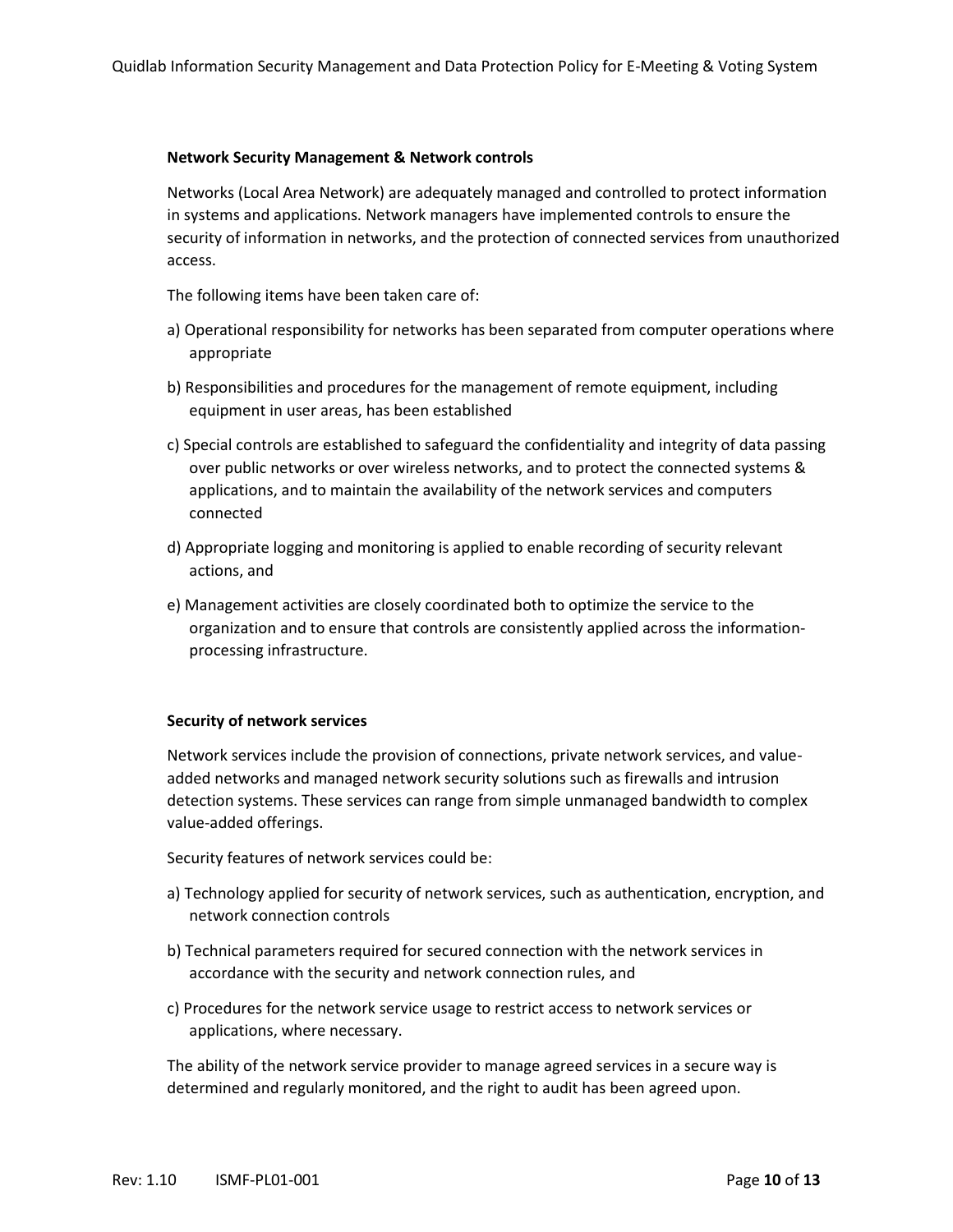**Network Security Management & Network controls**

Networks (Local Area Network) are adequately managed and controlled to protect information in systems and applications. Network managers have implemented controls to ensure the security of information in networks, and the protection of connected services from unauthorized access.

The following items have been taken care of:

a) Operational responsibility for networks has been separated from computer operations where appropriate

b) Responsibilities and procedures for the management of remote equipment, including equipment in user areas, has been established

c) Special controls are established to safeguard the confidentiality and integrity of data passing over public networks or over wireless networks, and to protect the connected systems & applications, and to maintain the availability of the network services and computers connected

d) Appropriate logging and monitoring is applied to enable recording of security relevant actions, and

e) Management activities are closely coordinated both to optimize the service to the organization and to ensure that controls are consistently applied across the information-processing infrastructure.

**Security of network services**

Network services include the provision of connections, private network services, and value-added networks and managed network security solutions such as firewalls and intrusion detection systems. These services can range from simple unmanaged bandwidth to complex value-added offerings.

Security features of network services could be:

a) Technology applied for security of network services, such as authentication, encryption, and network connection controls

b) Technical parameters required for secured connection with the network services in accordance with the security and network connection rules, and

c) Procedures for the network service usage to restrict access to network services or applications, where necessary.

The ability of the network service provider to manage agreed services in a secure way is determined and regularly monitored, and the right to audit has been agreed upon.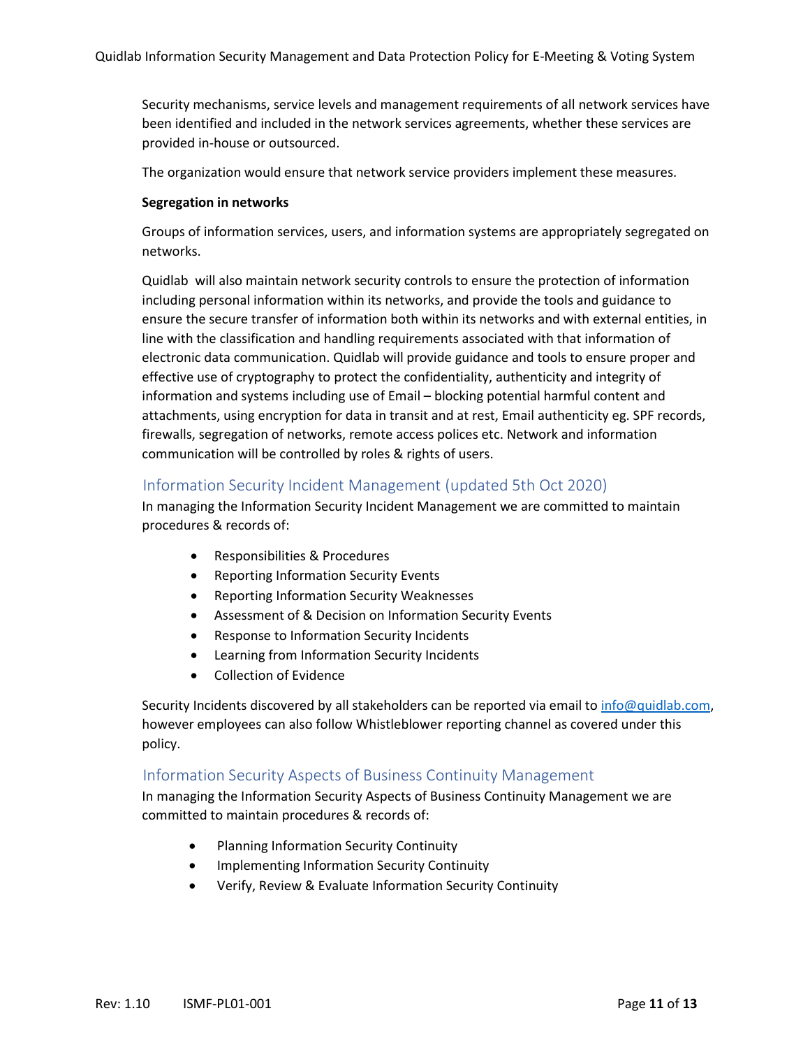Security mechanisms, service levels and management requirements of all network services have been identified and included in the network services agreements, whether these services are provided in-house or outsourced.

The organization would ensure that network service providers implement these measures.

**Segregation in networks**

Groups of information services, users, and information systems are appropriately segregated on networks.

Quidlab will also maintain network security controls to ensure the protection of information including personal information within its networks, and provide the tools and guidance to ensure the secure transfer of information both within its networks and with external entities, in line with the classification and handling requirements associated with that information of electronic data communication. Quidlab will provide guidance and tools to ensure proper and effective use of cryptography to protect the confidentiality, authenticity and integrity of information and systems including use of Email – blocking potential harmful content and attachments, using encryption for data in transit and at rest, Email authenticity eg. SPF records, firewalls, segregation of networks, remote access polices etc. Network and information communication will be controlled by roles & rights of users.

## Information Security Incident Management (updated 5th Oct 2020)

In managing the Information Security Incident Management we are committed to maintain procedures & records of:

- Responsibilities & Procedures
- Reporting Information Security Events
- Reporting Information Security Weaknesses
- Assessment of & Decision on Information Security Events
- Response to Information Security Incidents
- Learning from Information Security Incidents
- Collection of Evidence

Security Incidents discovered by all stakeholders can be reported via email to info@quidlab.com, however employees can also follow Whistleblower reporting channel as covered under this policy.

## Information Security Aspects of Business Continuity Management

In managing the Information Security Aspects of Business Continuity Management we are committed to maintain procedures & records of:

- Planning Information Security Continuity
- Implementing Information Security Continuity
- Verify, Review & Evaluate Information Security Continuity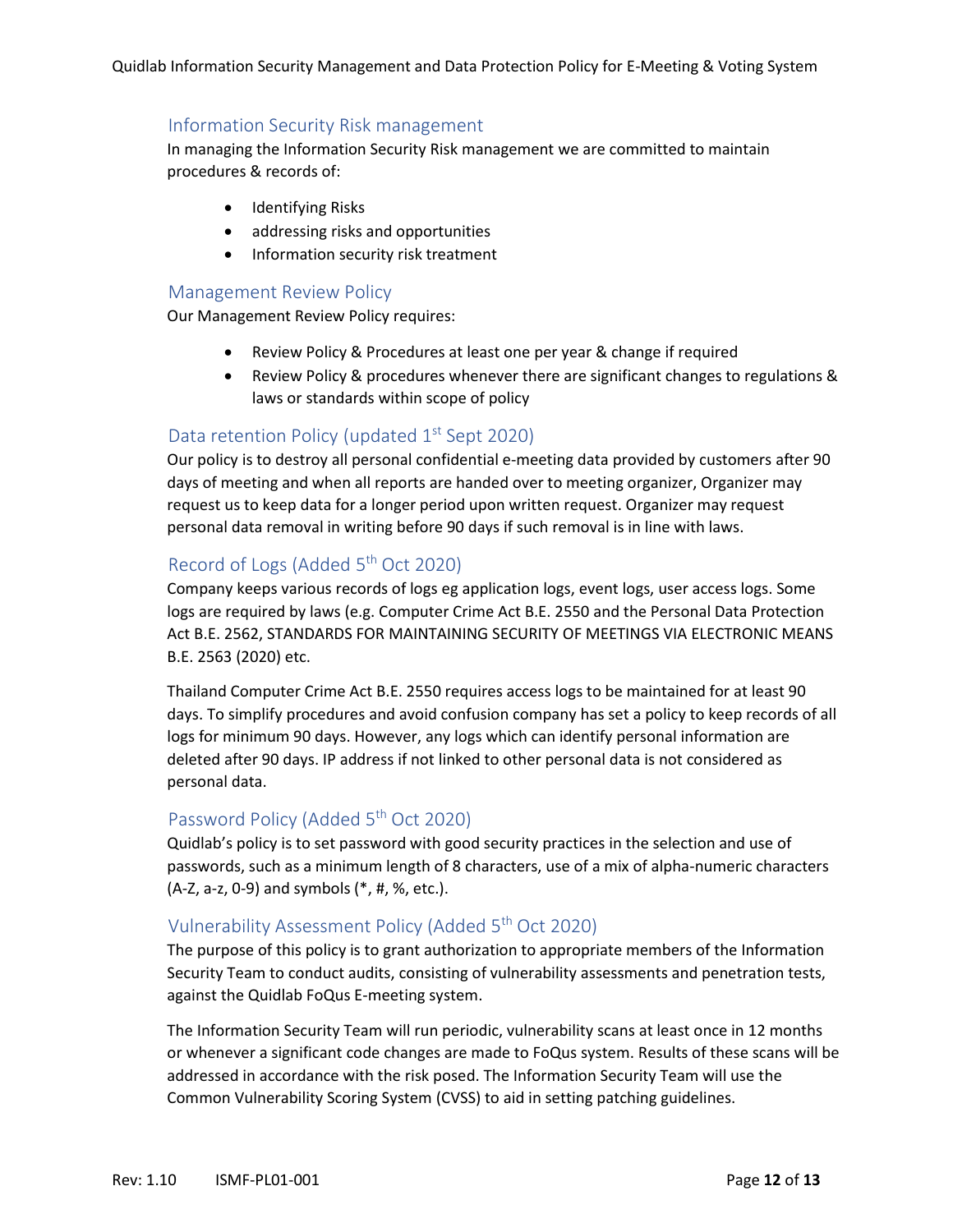## Information Security Risk management

In managing the Information Security Risk management we are committed to maintain procedures & records of:

- Identifying Risks
- addressing risks and opportunities
- Information security risk treatment

## Management Review Policy

Our Management Review Policy requires:

- Review Policy & Procedures at least one per year & change if required
- Review Policy & procedures whenever there are significant changes to regulations & laws or standards within scope of policy

## Data retention Policy (updated 1st Sept 2020)

Our policy is to destroy all personal confidential e-meeting data provided by customers after 90 days of meeting and when all reports are handed over to meeting organizer, Organizer may request us to keep data for a longer period upon written request. Organizer may request personal data removal in writing before 90 days if such removal is in line with laws.

## Record of Logs (Added 5th Oct 2020)

Company keeps various records of logs eg application logs, event logs, user access logs. Some logs are required by laws (e.g. Computer Crime Act B.E. 2550 and the Personal Data Protection Act B.E. 2562, STANDARDS FOR MAINTAINING SECURITY OF MEETINGS VIA ELECTRONIC MEANS B.E. 2563 (2020) etc.

Thailand Computer Crime Act B.E. 2550 requires access logs to be maintained for at least 90 days. To simplify procedures and avoid confusion company has set a policy to keep records of all logs for minimum 90 days. However, any logs which can identify personal information are deleted after 90 days. IP address if not linked to other personal data is not considered as personal data.

## Password Policy (Added 5th Oct 2020)

Quidlab's policy is to set password with good security practices in the selection and use of passwords, such as a minimum length of 8 characters, use of a mix of alpha-numeric characters (A-Z, a-z, 0-9) and symbols (*, #, %, etc.).

## Vulnerability Assessment Policy (Added 5th Oct 2020)

The purpose of this policy is to grant authorization to appropriate members of the Information Security Team to conduct audits, consisting of vulnerability assessments and penetration tests, against the Quidlab FoQus E-meeting system.

The Information Security Team will run periodic, vulnerability scans at least once in 12 months or whenever a significant code changes are made to FoQus system. Results of these scans will be addressed in accordance with the risk posed. The Information Security Team will use the Common Vulnerability Scoring System (CVSS) to aid in setting patching guidelines.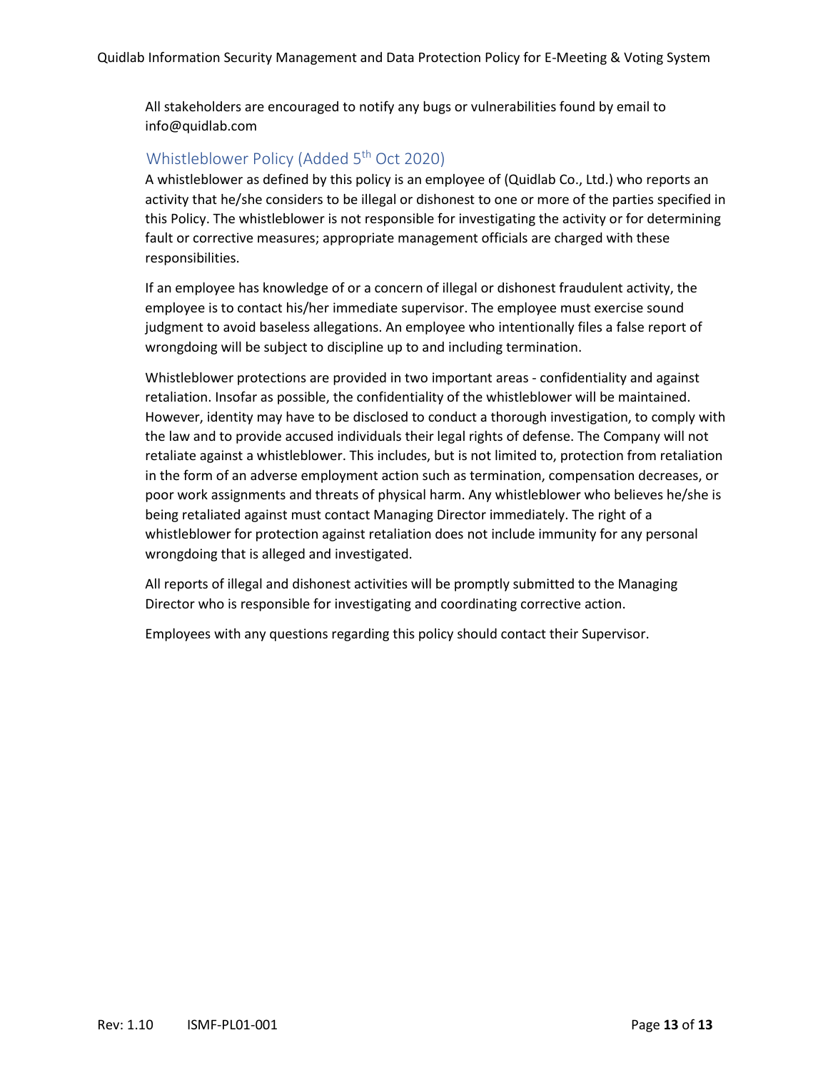All stakeholders are encouraged to notify any bugs or vulnerabilities found by email to info@quidlab.com

## Whistleblower Policy (Added 5th Oct 2020)

A whistleblower as defined by this policy is an employee of (Quidlab Co., Ltd.) who reports an activity that he/she considers to be illegal or dishonest to one or more of the parties specified in this Policy. The whistleblower is not responsible for investigating the activity or for determining fault or corrective measures; appropriate management officials are charged with these responsibilities.

If an employee has knowledge of or a concern of illegal or dishonest fraudulent activity, the employee is to contact his/her immediate supervisor. The employee must exercise sound judgment to avoid baseless allegations. An employee who intentionally files a false report of wrongdoing will be subject to discipline up to and including termination.

Whistleblower protections are provided in two important areas - confidentiality and against retaliation. Insofar as possible, the confidentiality of the whistleblower will be maintained. However, identity may have to be disclosed to conduct a thorough investigation, to comply with the law and to provide accused individuals their legal rights of defense. The Company will not retaliate against a whistleblower. This includes, but is not limited to, protection from retaliation in the form of an adverse employment action such as termination, compensation decreases, or poor work assignments and threats of physical harm. Any whistleblower who believes he/she is being retaliated against must contact Managing Director immediately. The right of a whistleblower for protection against retaliation does not include immunity for any personal wrongdoing that is alleged and investigated.

All reports of illegal and dishonest activities will be promptly submitted to the Managing Director who is responsible for investigating and coordinating corrective action.

Employees with any questions regarding this policy should contact their Supervisor.